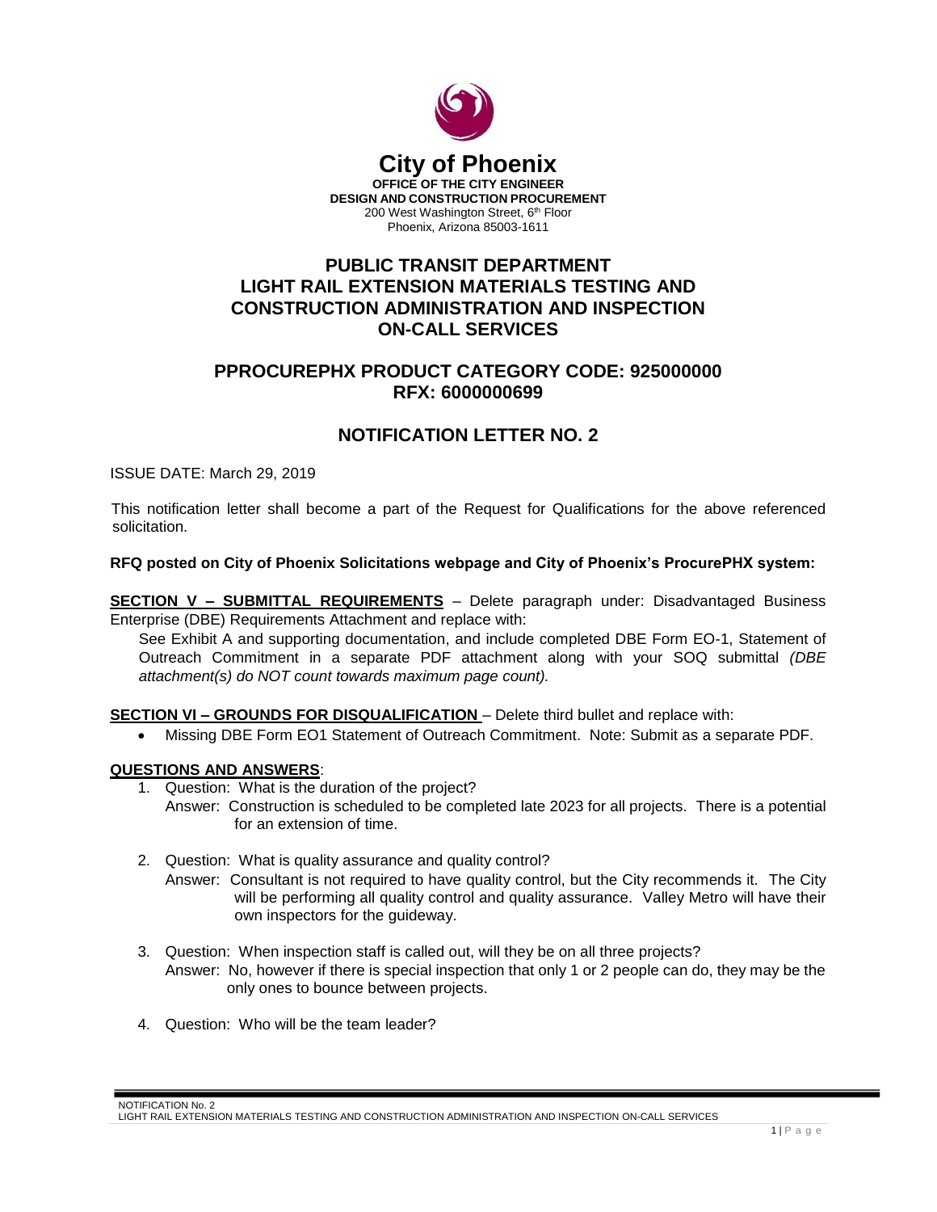# City of Phoenix

**OFFICE OF THE CITY ENGINEER**
**DESIGN AND CONSTRUCTION PROCUREMENT**
200 West Washington Street, 6th Floor
Phoenix, Arizona 85003-1611

## PUBLIC TRANSIT DEPARTMENT
## LIGHT RAIL EXTENSION MATERIALS TESTING AND CONSTRUCTION ADMINISTRATION AND INSPECTION ON-CALL SERVICES

## PPROCUREPHX PRODUCT CATEGORY CODE: 925000000
## RFX: 6000000699

## NOTIFICATION LETTER NO. 2

ISSUE DATE: March 29, 2019

This notification letter shall become a part of the Request for Qualifications for the above referenced solicitation.

**RFQ posted on City of Phoenix Solicitations webpage and City of Phoenix's ProcurePHX system:**

**SECTION V – SUBMITTAL REQUIREMENTS** – Delete paragraph under: Disadvantaged Business Enterprise (DBE) Requirements Attachment and replace with:

> See Exhibit A and supporting documentation, and include completed DBE Form EO-1, Statement of Outreach Commitment in a separate PDF attachment along with your SOQ submittal *(DBE attachment(s) do NOT count towards maximum page count).*

**SECTION VI – GROUNDS FOR DISQUALIFICATION** – Delete third bullet and replace with:

- Missing DBE Form EO1 Statement of Outreach Commitment. Note: Submit as a separate PDF.

**QUESTIONS AND ANSWERS**:

1. Question: What is the duration of the project?
   Answer: Construction is scheduled to be completed late 2023 for all projects. There is a potential for an extension of time.

2. Question: What is quality assurance and quality control?
   Answer: Consultant is not required to have quality control, but the City recommends it. The City will be performing all quality control and quality assurance. Valley Metro will have their own inspectors for the guideway.

3. Question: When inspection staff is called out, will they be on all three projects?
   Answer: No, however if there is special inspection that only 1 or 2 people can do, they may be the only ones to bounce between projects.

4. Question: Who will be the team leader?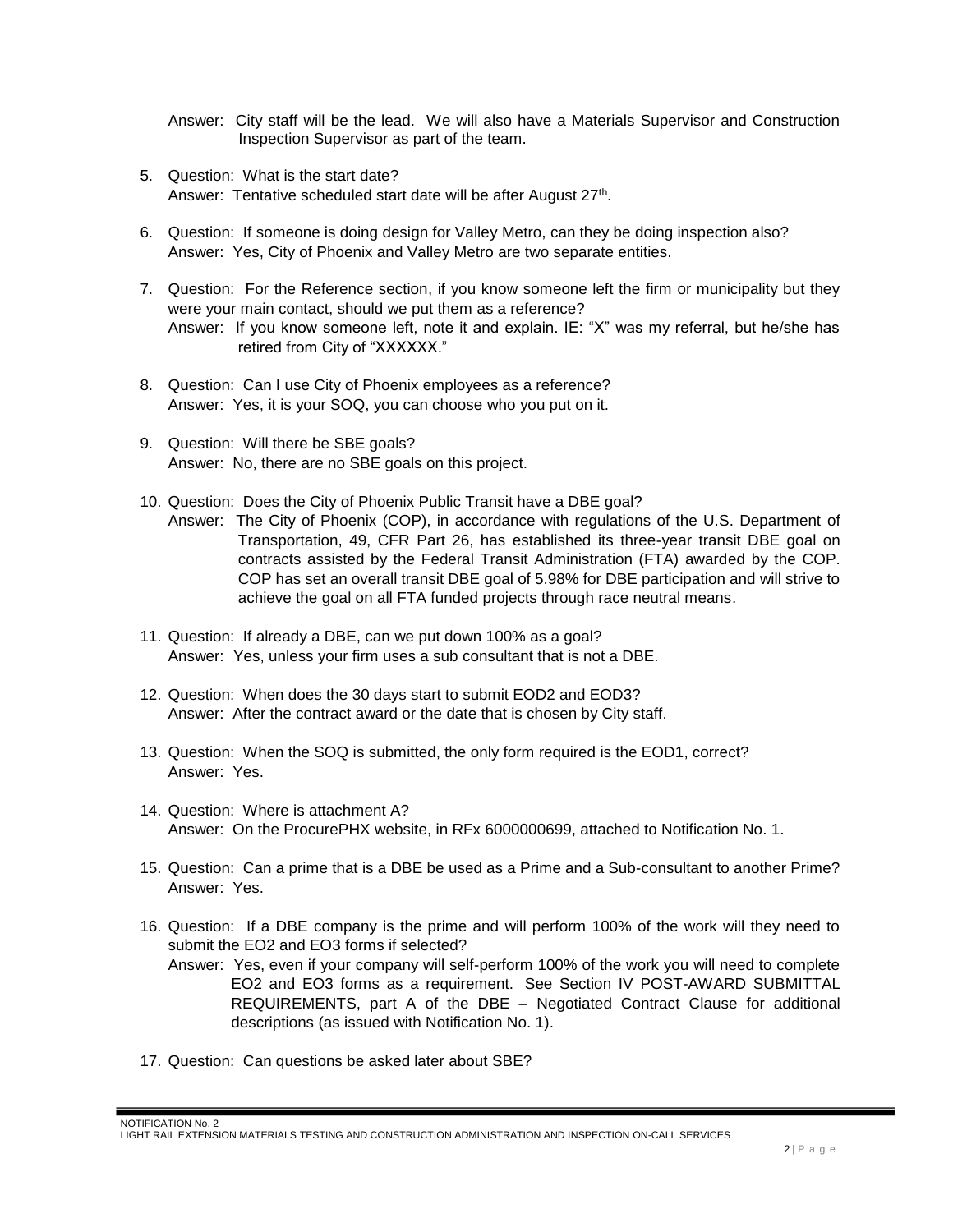Answer: City staff will be the lead. We will also have a Materials Supervisor and Construction Inspection Supervisor as part of the team.

5. Question: What is the start date?
   Answer: Tentative scheduled start date will be after August 27th.

6. Question: If someone is doing design for Valley Metro, can they be doing inspection also?
   Answer: Yes, City of Phoenix and Valley Metro are two separate entities.

7. Question: For the Reference section, if you know someone left the firm or municipality but they were your main contact, should we put them as a reference?
   Answer: If you know someone left, note it and explain. IE: "X" was my referral, but he/she has retired from City of "XXXXXX."

8. Question: Can I use City of Phoenix employees as a reference?
   Answer: Yes, it is your SOQ, you can choose who you put on it.

9. Question: Will there be SBE goals?
   Answer: No, there are no SBE goals on this project.

10. Question: Does the City of Phoenix Public Transit have a DBE goal?
    Answer: The City of Phoenix (COP), in accordance with regulations of the U.S. Department of Transportation, 49, CFR Part 26, has established its three-year transit DBE goal on contracts assisted by the Federal Transit Administration (FTA) awarded by the COP. COP has set an overall transit DBE goal of 5.98% for DBE participation and will strive to achieve the goal on all FTA funded projects through race neutral means.

11. Question: If already a DBE, can we put down 100% as a goal?
    Answer: Yes, unless your firm uses a sub consultant that is not a DBE.

12. Question: When does the 30 days start to submit EOD2 and EOD3?
    Answer: After the contract award or the date that is chosen by City staff.

13. Question: When the SOQ is submitted, the only form required is the EOD1, correct?
    Answer: Yes.

14. Question: Where is attachment A?
    Answer: On the ProcurePHX website, in RFx 6000000699, attached to Notification No. 1.

15. Question: Can a prime that is a DBE be used as a Prime and a Sub-consultant to another Prime?
    Answer: Yes.

16. Question: If a DBE company is the prime and will perform 100% of the work will they need to submit the EO2 and EO3 forms if selected?
    Answer: Yes, even if your company will self-perform 100% of the work you will need to complete EO2 and EO3 forms as a requirement. See Section IV POST-AWARD SUBMITTAL REQUIREMENTS, part A of the DBE – Negotiated Contract Clause for additional descriptions (as issued with Notification No. 1).

17. Question: Can questions be asked later about SBE?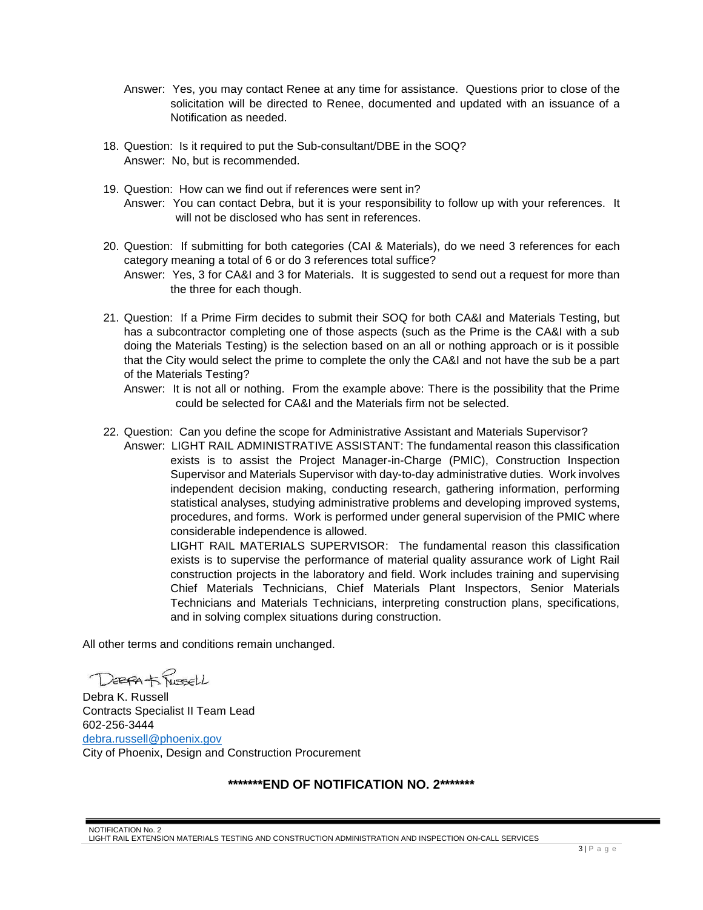Answer: Yes, you may contact Renee at any time for assistance. Questions prior to close of the solicitation will be directed to Renee, documented and updated with an issuance of a Notification as needed.

18. Question: Is it required to put the Sub-consultant/DBE in the SOQ?
    Answer: No, but is recommended.

19. Question: How can we find out if references were sent in?
    Answer: You can contact Debra, but it is your responsibility to follow up with your references. It will not be disclosed who has sent in references.

20. Question: If submitting for both categories (CAI & Materials), do we need 3 references for each category meaning a total of 6 or do 3 references total suffice?
    Answer: Yes, 3 for CA&I and 3 for Materials. It is suggested to send out a request for more than the three for each though.

21. Question: If a Prime Firm decides to submit their SOQ for both CA&I and Materials Testing, but has a subcontractor completing one of those aspects (such as the Prime is the CA&I with a sub doing the Materials Testing) is the selection based on an all or nothing approach or is it possible that the City would select the prime to complete the only the CA&I and not have the sub be a part of the Materials Testing?
    Answer: It is not all or nothing. From the example above: There is the possibility that the Prime could be selected for CA&I and the Materials firm not be selected.

22. Question: Can you define the scope for Administrative Assistant and Materials Supervisor?
    Answer: LIGHT RAIL ADMINISTRATIVE ASSISTANT: The fundamental reason this classification exists is to assist the Project Manager-in-Charge (PMIC), Construction Inspection Supervisor and Materials Supervisor with day-to-day administrative duties. Work involves independent decision making, conducting research, gathering information, performing statistical analyses, studying administrative problems and developing improved systems, procedures, and forms. Work is performed under general supervision of the PMIC where considerable independence is allowed.
    LIGHT RAIL MATERIALS SUPERVISOR: The fundamental reason this classification exists is to supervise the performance of material quality assurance work of Light Rail construction projects in the laboratory and field. Work includes training and supervising Chief Materials Technicians, Chief Materials Plant Inspectors, Senior Materials Technicians and Materials Technicians, interpreting construction plans, specifications, and in solving complex situations during construction.

All other terms and conditions remain unchanged.

Debra K. Russell

Debra K. Russell
Contracts Specialist II Team Lead
602-256-3444
debra.russell@phoenix.gov
City of Phoenix, Design and Construction Procurement

**\*\*\*\*\*\*\*END OF NOTIFICATION NO. 2\*\*\*\*\*\*\***